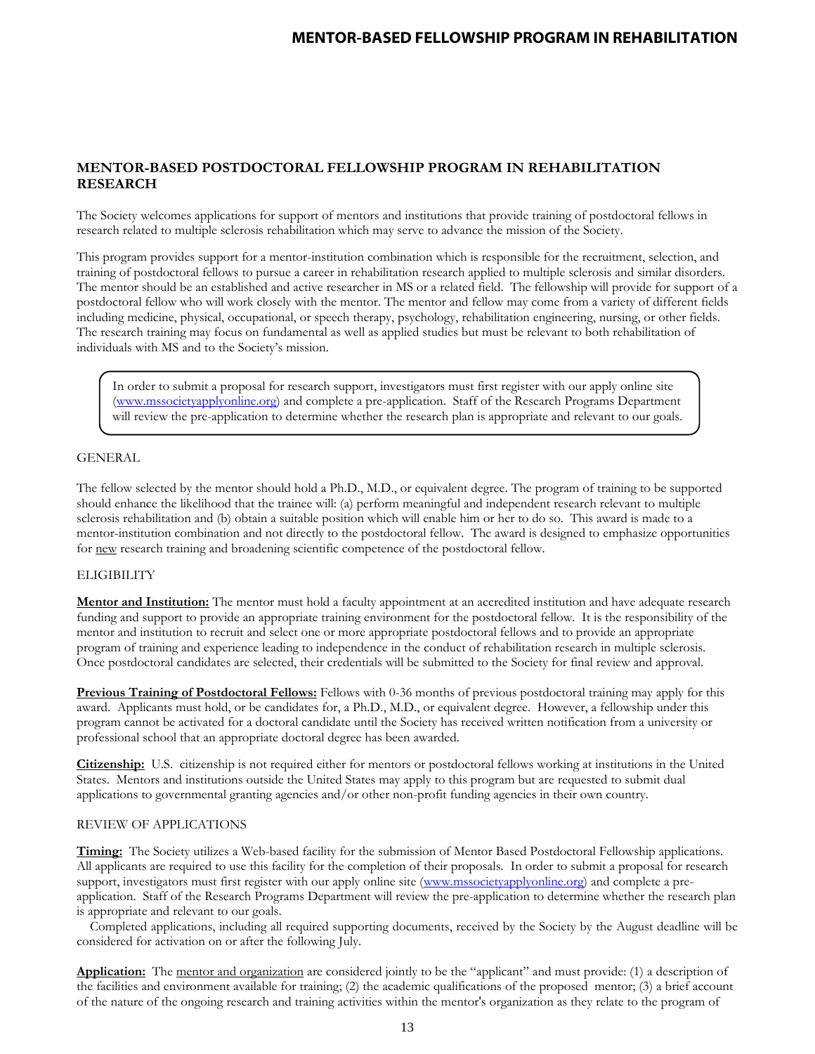## MENTOR-BASED POSTDOCTORAL FELLOWSHIP PROGRAM IN REHABILITATION RESEARCH

The Society welcomes applications for support of mentors and institutions that provide training of postdoctoral fellows in research related to multiple sclerosis rehabilitation which may serve to advance the mission of the Society.

This program provides support for a mentor-institution combination which is responsible for the recruitment, selection, and training of postdoctoral fellows to pursue a career in rehabilitation research applied to multiple sclerosis and similar disorders. The mentor should be an established and active researcher in MS or a related field. The fellowship will provide for support of a postdoctoral fellow who will work closely with the mentor. The mentor and fellow may come from a variety of different fields including medicine, physical, occupational, or speech therapy, psychology, rehabilitation engineering, nursing, or other fields. The research training may focus on fundamental as well as applied studies but must be relevant to both rehabilitation of individuals with MS and to the Society's mission.

> In order to submit a proposal for research support, investigators must first register with our apply online site (www.mssocietyapplyonline.org) and complete a pre-application. Staff of the Research Programs Department will review the pre-application to determine whether the research plan is appropriate and relevant to our goals.

### GENERAL

The fellow selected by the mentor should hold a Ph.D., M.D., or equivalent degree. The program of training to be supported should enhance the likelihood that the trainee will: (a) perform meaningful and independent research relevant to multiple sclerosis rehabilitation and (b) obtain a suitable position which will enable him or her to do so. This award is made to a mentor-institution combination and not directly to the postdoctoral fellow. The award is designed to emphasize opportunities for new research training and broadening scientific competence of the postdoctoral fellow.

### ELIGIBILITY

**Mentor and Institution:** The mentor must hold a faculty appointment at an accredited institution and have adequate research funding and support to provide an appropriate training environment for the postdoctoral fellow. It is the responsibility of the mentor and institution to recruit and select one or more appropriate postdoctoral fellows and to provide an appropriate program of training and experience leading to independence in the conduct of rehabilitation research in multiple sclerosis. Once postdoctoral candidates are selected, their credentials will be submitted to the Society for final review and approval.

**Previous Training of Postdoctoral Fellows:** Fellows with 0-36 months of previous postdoctoral training may apply for this award. Applicants must hold, or be candidates for, a Ph.D., M.D., or equivalent degree. However, a fellowship under this program cannot be activated for a doctoral candidate until the Society has received written notification from a university or professional school that an appropriate doctoral degree has been awarded.

**Citizenship:** U.S. citizenship is not required either for mentors or postdoctoral fellows working at institutions in the United States. Mentors and institutions outside the United States may apply to this program but are requested to submit dual applications to governmental granting agencies and/or other non-profit funding agencies in their own country.

### REVIEW OF APPLICATIONS

**Timing:** The Society utilizes a Web-based facility for the submission of Mentor Based Postdoctoral Fellowship applications. All applicants are required to use this facility for the completion of their proposals. In order to submit a proposal for research support, investigators must first register with our apply online site (www.mssocietyapplyonline.org) and complete a pre-application. Staff of the Research Programs Department will review the pre-application to determine whether the research plan is appropriate and relevant to our goals.

Completed applications, including all required supporting documents, received by the Society by the August deadline will be considered for activation on or after the following July.

**Application:** The mentor and organization are considered jointly to be the "applicant" and must provide: (1) a description of the facilities and environment available for training; (2) the academic qualifications of the proposed mentor; (3) a brief account of the nature of the ongoing research and training activities within the mentor's organization as they relate to the program of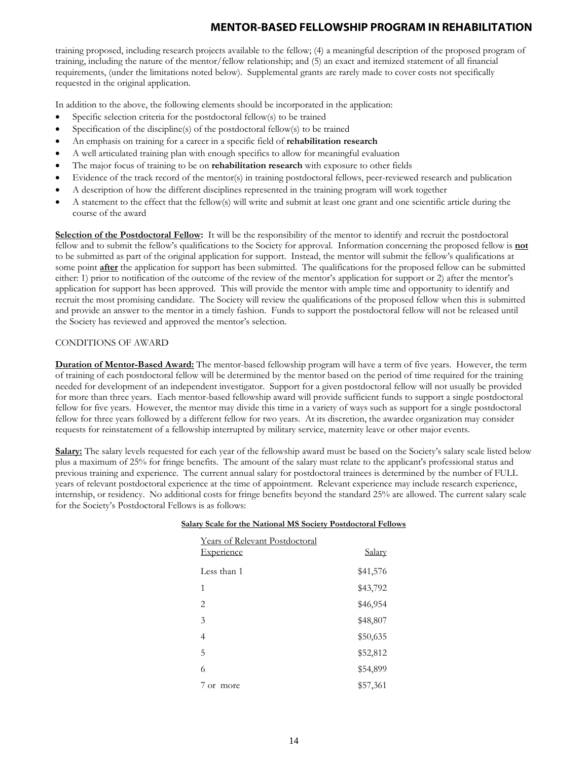training proposed, including research projects available to the fellow; (4) a meaningful description of the proposed program of training, including the nature of the mentor/fellow relationship; and (5) an exact and itemized statement of all financial requirements, (under the limitations noted below). Supplemental grants are rarely made to cover costs not specifically requested in the original application.

In addition to the above, the following elements should be incorporated in the application:

- Specific selection criteria for the postdoctoral fellow(s) to be trained
- Specification of the discipline(s) of the postdoctoral fellow(s) to be trained
- An emphasis on training for a career in a specific field of **rehabilitation research**
- A well articulated training plan with enough specifics to allow for meaningful evaluation
- The major focus of training to be on **rehabilitation research** with exposure to other fields
- Evidence of the track record of the mentor(s) in training postdoctoral fellows, peer-reviewed research and publication
- A description of how the different disciplines represented in the training program will work together
- A statement to the effect that the fellow(s) will write and submit at least one grant and one scientific article during the course of the award

**Selection of the Postdoctoral Fellow:** It will be the responsibility of the mentor to identify and recruit the postdoctoral fellow and to submit the fellow's qualifications to the Society for approval. Information concerning the proposed fellow is **not** to be submitted as part of the original application for support. Instead, the mentor will submit the fellow's qualifications at some point **after** the application for support has been submitted. The qualifications for the proposed fellow can be submitted either: 1) prior to notification of the outcome of the review of the mentor's application for support or 2) after the mentor's application for support has been approved. This will provide the mentor with ample time and opportunity to identify and recruit the most promising candidate. The Society will review the qualifications of the proposed fellow when this is submitted and provide an answer to the mentor in a timely fashion. Funds to support the postdoctoral fellow will not be released until the Society has reviewed and approved the mentor's selection.

CONDITIONS OF AWARD

**Duration of Mentor-Based Award:** The mentor-based fellowship program will have a term of five years. However, the term of training of each postdoctoral fellow will be determined by the mentor based on the period of time required for the training needed for development of an independent investigator. Support for a given postdoctoral fellow will not usually be provided for more than three years. Each mentor-based fellowship award will provide sufficient funds to support a single postdoctoral fellow for five years. However, the mentor may divide this time in a variety of ways such as support for a single postdoctoral fellow for three years followed by a different fellow for two years. At its discretion, the awardee organization may consider requests for reinstatement of a fellowship interrupted by military service, maternity leave or other major events.

**Salary:** The salary levels requested for each year of the fellowship award must be based on the Society's salary scale listed below plus a maximum of 25% for fringe benefits. The amount of the salary must relate to the applicant's professional status and previous training and experience. The current annual salary for postdoctoral trainees is determined by the number of FULL years of relevant postdoctoral experience at the time of appointment. Relevant experience may include research experience, internship, or residency. No additional costs for fringe benefits beyond the standard 25% are allowed. The current salary scale for the Society's Postdoctoral Fellows is as follows:

**Salary Scale for the National MS Society Postdoctoral Fellows**

| Years of Relevant Postdoctoral Experience | Salary |
|---|---|
| Less than 1 | $41,576 |
| 1 | $43,792 |
| 2 | $46,954 |
| 3 | $48,807 |
| 4 | $50,635 |
| 5 | $52,812 |
| 6 | $54,899 |
| 7 or more | $57,361 |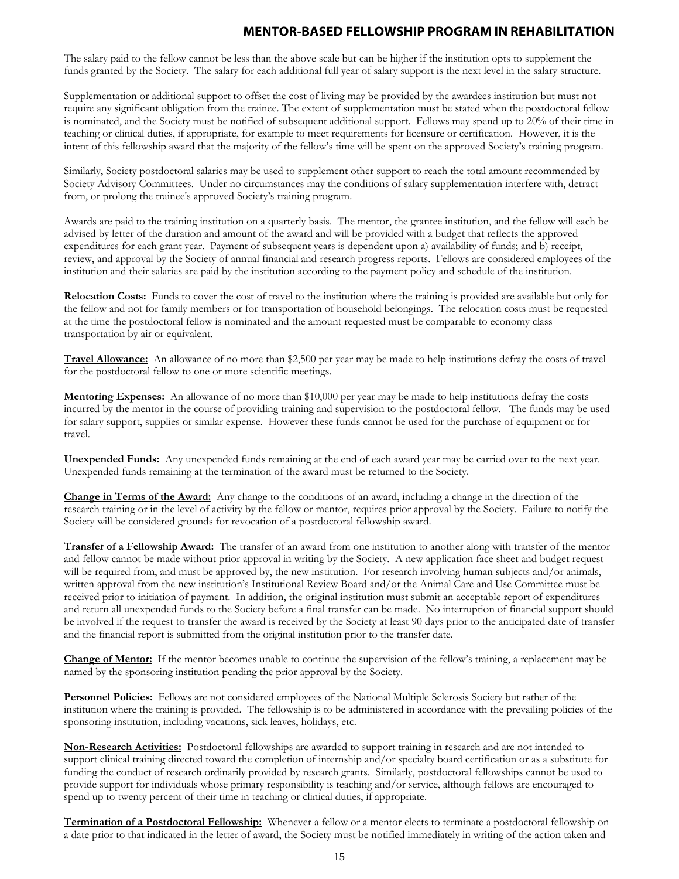The salary paid to the fellow cannot be less than the above scale but can be higher if the institution opts to supplement the funds granted by the Society. The salary for each additional full year of salary support is the next level in the salary structure.

Supplementation or additional support to offset the cost of living may be provided by the awardees institution but must not require any significant obligation from the trainee. The extent of supplementation must be stated when the postdoctoral fellow is nominated, and the Society must be notified of subsequent additional support. Fellows may spend up to 20% of their time in teaching or clinical duties, if appropriate, for example to meet requirements for licensure or certification. However, it is the intent of this fellowship award that the majority of the fellow's time will be spent on the approved Society's training program.

Similarly, Society postdoctoral salaries may be used to supplement other support to reach the total amount recommended by Society Advisory Committees. Under no circumstances may the conditions of salary supplementation interfere with, detract from, or prolong the trainee's approved Society's training program.

Awards are paid to the training institution on a quarterly basis. The mentor, the grantee institution, and the fellow will each be advised by letter of the duration and amount of the award and will be provided with a budget that reflects the approved expenditures for each grant year. Payment of subsequent years is dependent upon a) availability of funds; and b) receipt, review, and approval by the Society of annual financial and research progress reports. Fellows are considered employees of the institution and their salaries are paid by the institution according to the payment policy and schedule of the institution.

**Relocation Costs:** Funds to cover the cost of travel to the institution where the training is provided are available but only for the fellow and not for family members or for transportation of household belongings. The relocation costs must be requested at the time the postdoctoral fellow is nominated and the amount requested must be comparable to economy class transportation by air or equivalent.

**Travel Allowance:** An allowance of no more than $2,500 per year may be made to help institutions defray the costs of travel for the postdoctoral fellow to one or more scientific meetings.

**Mentoring Expenses:** An allowance of no more than $10,000 per year may be made to help institutions defray the costs incurred by the mentor in the course of providing training and supervision to the postdoctoral fellow. The funds may be used for salary support, supplies or similar expense. However these funds cannot be used for the purchase of equipment or for travel.

**Unexpended Funds:** Any unexpended funds remaining at the end of each award year may be carried over to the next year. Unexpended funds remaining at the termination of the award must be returned to the Society.

**Change in Terms of the Award:** Any change to the conditions of an award, including a change in the direction of the research training or in the level of activity by the fellow or mentor, requires prior approval by the Society. Failure to notify the Society will be considered grounds for revocation of a postdoctoral fellowship award.

**Transfer of a Fellowship Award:** The transfer of an award from one institution to another along with transfer of the mentor and fellow cannot be made without prior approval in writing by the Society. A new application face sheet and budget request will be required from, and must be approved by, the new institution. For research involving human subjects and/or animals, written approval from the new institution's Institutional Review Board and/or the Animal Care and Use Committee must be received prior to initiation of payment. In addition, the original institution must submit an acceptable report of expenditures and return all unexpended funds to the Society before a final transfer can be made. No interruption of financial support should be involved if the request to transfer the award is received by the Society at least 90 days prior to the anticipated date of transfer and the financial report is submitted from the original institution prior to the transfer date.

**Change of Mentor:** If the mentor becomes unable to continue the supervision of the fellow's training, a replacement may be named by the sponsoring institution pending the prior approval by the Society.

**Personnel Policies:** Fellows are not considered employees of the National Multiple Sclerosis Society but rather of the institution where the training is provided. The fellowship is to be administered in accordance with the prevailing policies of the sponsoring institution, including vacations, sick leaves, holidays, etc.

**Non-Research Activities:** Postdoctoral fellowships are awarded to support training in research and are not intended to support clinical training directed toward the completion of internship and/or specialty board certification or as a substitute for funding the conduct of research ordinarily provided by research grants. Similarly, postdoctoral fellowships cannot be used to provide support for individuals whose primary responsibility is teaching and/or service, although fellows are encouraged to spend up to twenty percent of their time in teaching or clinical duties, if appropriate.

**Termination of a Postdoctoral Fellowship:** Whenever a fellow or a mentor elects to terminate a postdoctoral fellowship on a date prior to that indicated in the letter of award, the Society must be notified immediately in writing of the action taken and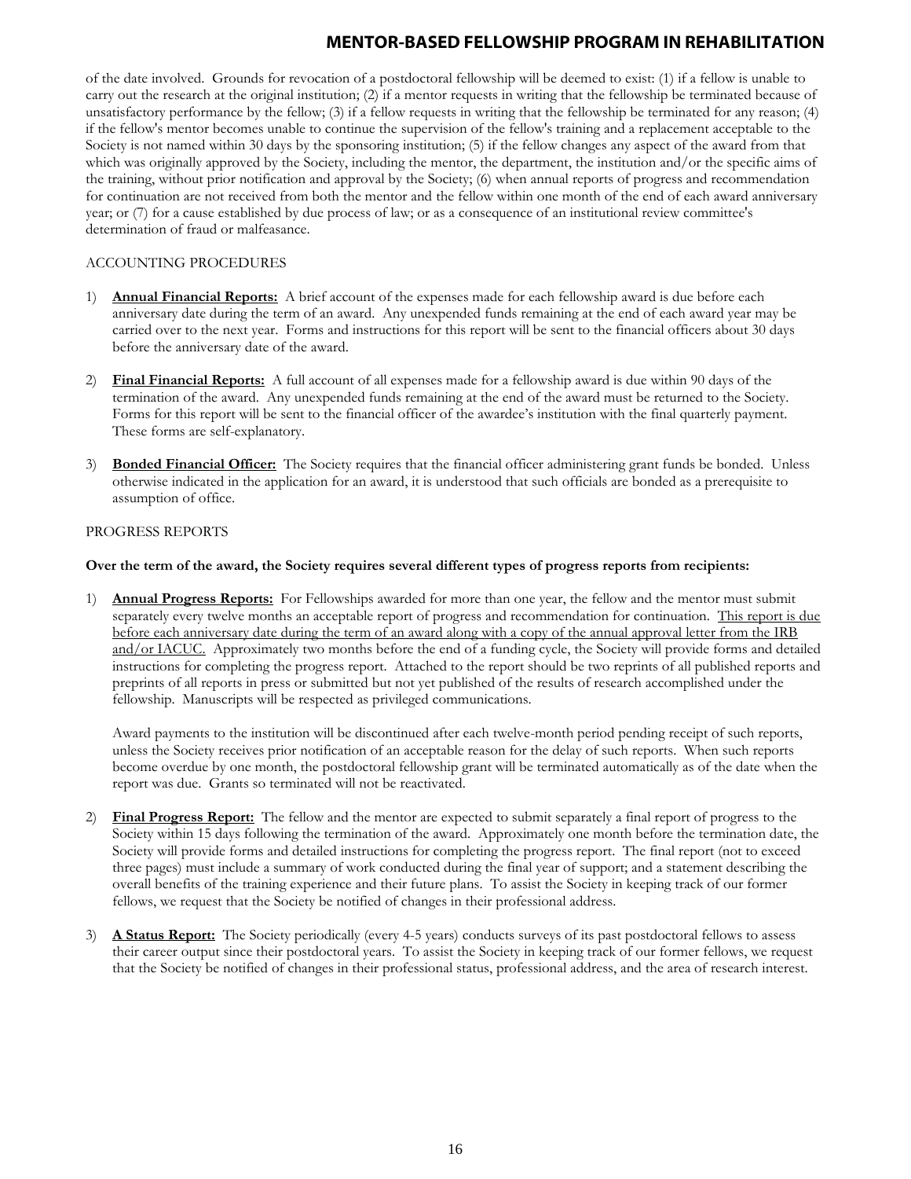of the date involved. Grounds for revocation of a postdoctoral fellowship will be deemed to exist: (1) if a fellow is unable to carry out the research at the original institution; (2) if a mentor requests in writing that the fellowship be terminated because of unsatisfactory performance by the fellow; (3) if a fellow requests in writing that the fellowship be terminated for any reason; (4) if the fellow's mentor becomes unable to continue the supervision of the fellow's training and a replacement acceptable to the Society is not named within 30 days by the sponsoring institution; (5) if the fellow changes any aspect of the award from that which was originally approved by the Society, including the mentor, the department, the institution and/or the specific aims of the training, without prior notification and approval by the Society; (6) when annual reports of progress and recommendation for continuation are not received from both the mentor and the fellow within one month of the end of each award anniversary year; or (7) for a cause established by due process of law; or as a consequence of an institutional review committee's determination of fraud or malfeasance.

ACCOUNTING PROCEDURES

1) **Annual Financial Reports:** A brief account of the expenses made for each fellowship award is due before each anniversary date during the term of an award. Any unexpended funds remaining at the end of each award year may be carried over to the next year. Forms and instructions for this report will be sent to the financial officers about 30 days before the anniversary date of the award.

2) **Final Financial Reports:** A full account of all expenses made for a fellowship award is due within 90 days of the termination of the award. Any unexpended funds remaining at the end of the award must be returned to the Society. Forms for this report will be sent to the financial officer of the awardee's institution with the final quarterly payment. These forms are self-explanatory.

3) **Bonded Financial Officer:** The Society requires that the financial officer administering grant funds be bonded. Unless otherwise indicated in the application for an award, it is understood that such officials are bonded as a prerequisite to assumption of office.

PROGRESS REPORTS

**Over the term of the award, the Society requires several different types of progress reports from recipients:**

1) **Annual Progress Reports:** For Fellowships awarded for more than one year, the fellow and the mentor must submit separately every twelve months an acceptable report of progress and recommendation for continuation. This report is due before each anniversary date during the term of an award along with a copy of the annual approval letter from the IRB and/or IACUC. Approximately two months before the end of a funding cycle, the Society will provide forms and detailed instructions for completing the progress report. Attached to the report should be two reprints of all published reports and preprints of all reports in press or submitted but not yet published of the results of research accomplished under the fellowship. Manuscripts will be respected as privileged communications.

   Award payments to the institution will be discontinued after each twelve-month period pending receipt of such reports, unless the Society receives prior notification of an acceptable reason for the delay of such reports. When such reports become overdue by one month, the postdoctoral fellowship grant will be terminated automatically as of the date when the report was due. Grants so terminated will not be reactivated.

2) **Final Progress Report:** The fellow and the mentor are expected to submit separately a final report of progress to the Society within 15 days following the termination of the award. Approximately one month before the termination date, the Society will provide forms and detailed instructions for completing the progress report. The final report (not to exceed three pages) must include a summary of work conducted during the final year of support; and a statement describing the overall benefits of the training experience and their future plans. To assist the Society in keeping track of our former fellows, we request that the Society be notified of changes in their professional address.

3) **A Status Report:** The Society periodically (every 4-5 years) conducts surveys of its past postdoctoral fellows to assess their career output since their postdoctoral years. To assist the Society in keeping track of our former fellows, we request that the Society be notified of changes in their professional status, professional address, and the area of research interest.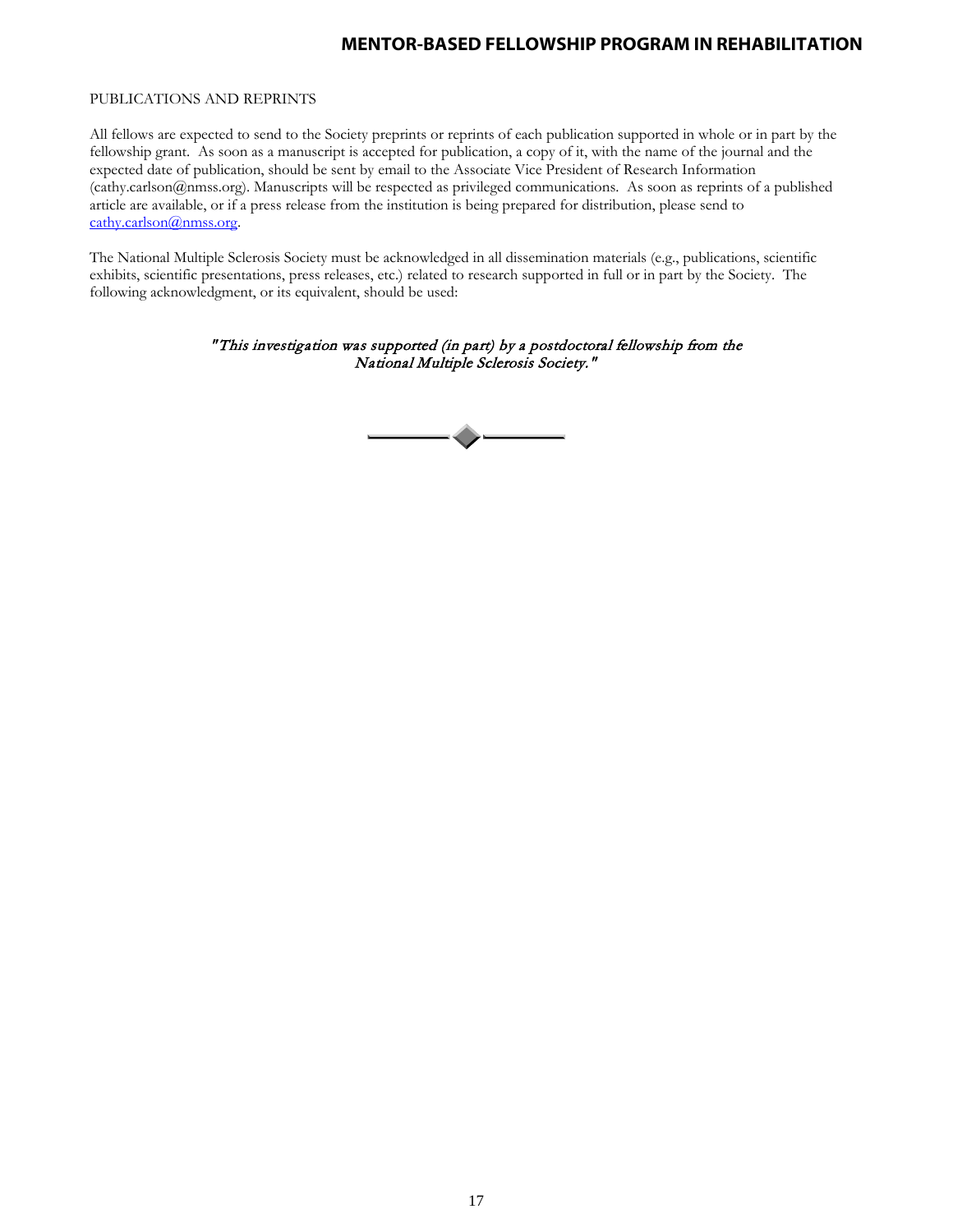## PUBLICATIONS AND REPRINTS

All fellows are expected to send to the Society preprints or reprints of each publication supported in whole or in part by the fellowship grant. As soon as a manuscript is accepted for publication, a copy of it, with the name of the journal and the expected date of publication, should be sent by email to the Associate Vice President of Research Information (cathy.carlson@nmss.org). Manuscripts will be respected as privileged communications. As soon as reprints of a published article are available, or if a press release from the institution is being prepared for distribution, please send to cathy.carlson@nmss.org.

The National Multiple Sclerosis Society must be acknowledged in all dissemination materials (e.g., publications, scientific exhibits, scientific presentations, press releases, etc.) related to research supported in full or in part by the Society. The following acknowledgment, or its equivalent, should be used:

*"This investigation was supported (in part) by a postdoctoral fellowship from the National Multiple Sclerosis Society."*